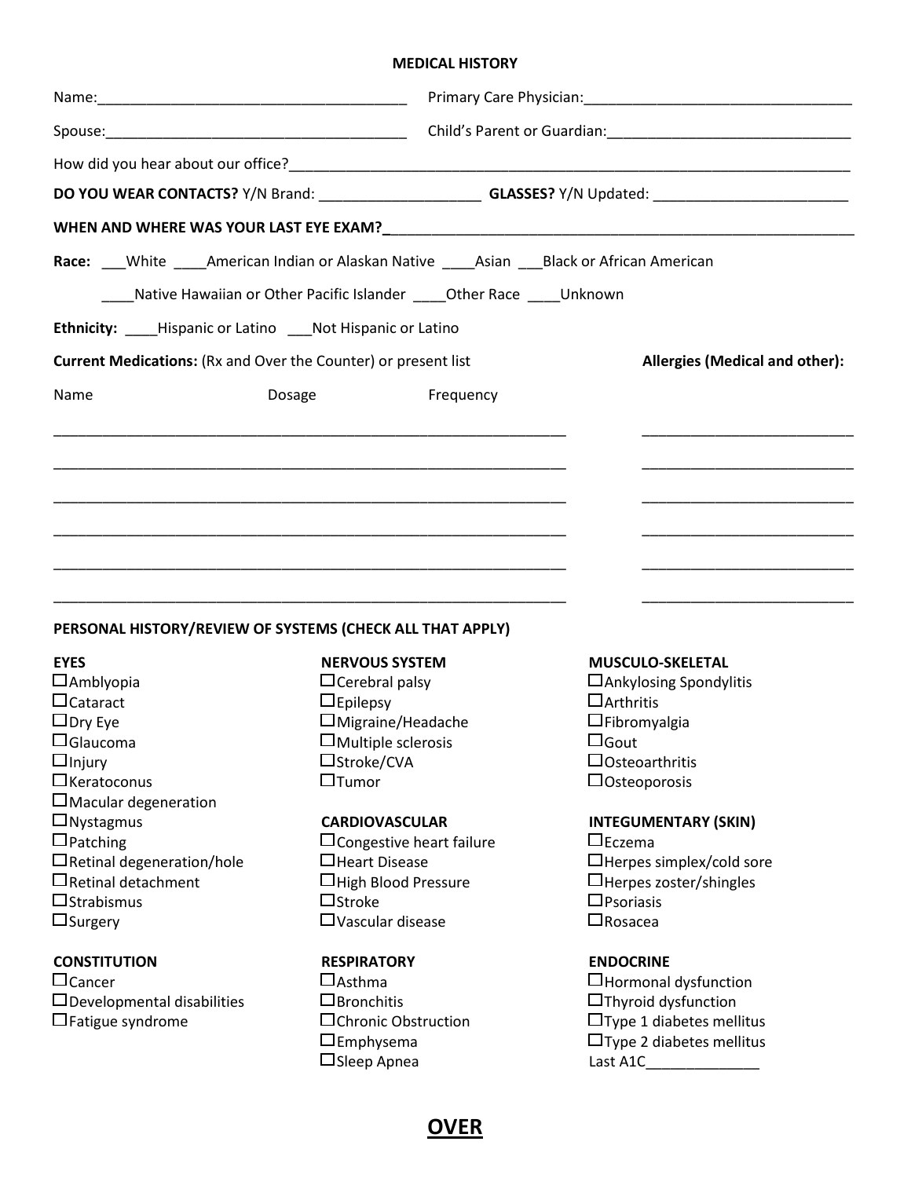# MEDICAL HISTORY

Name:______________________________________ Primary Care Physician:_________________________________

Spouse:_____________________________________ Child's Parent or Guardian:_____________________________

How did you hear about our office?________________________________________________________________________

**DO YOU WEAR CONTACTS?** Y/N Brand: ____________________ **GLASSES?** Y/N Updated: ________________________

**WHEN AND WHERE WAS YOUR LAST EYE EXAM?**_____________________________________________________________

**Race:** ___White ____American Indian or Alaskan Native ____Asian ___Black or African American

____Native Hawaiian or Other Pacific Islander ____Other Race ____Unknown

**Ethnicity:** ____Hispanic or Latino ___Not Hispanic or Latino

**Current Medications:** (Rx and Over the Counter) or present list

| Name | Dosage | Frequency |
|---|---|---|
| | | |
| | | |
| | | |
| | | |
| | | |
| | | |

**Allergies (Medical and other):**

__________________________

__________________________

__________________________

__________________________

__________________________

__________________________

## PERSONAL HISTORY/REVIEW OF SYSTEMS (CHECK ALL THAT APPLY)

**EYES**
- ☐Amblyopia
- ☐Cataract
- ☐Dry Eye
- ☐Glaucoma
- ☐Injury
- ☐Keratoconus
- ☐Macular degeneration
- ☐Nystagmus
- ☐Patching
- ☐Retinal degeneration/hole
- ☐Retinal detachment
- ☐Strabismus
- ☐Surgery

**CONSTITUTION**
- ☐Cancer
- ☐Developmental disabilities
- ☐Fatigue syndrome

**NERVOUS SYSTEM**
- ☐Cerebral palsy
- ☐Epilepsy
- ☐Migraine/Headache
- ☐Multiple sclerosis
- ☐Stroke/CVA
- ☐Tumor

**CARDIOVASCULAR**
- ☐Congestive heart failure
- ☐Heart Disease
- ☐High Blood Pressure
- ☐Stroke
- ☐Vascular disease

**RESPIRATORY**
- ☐Asthma
- ☐Bronchitis
- ☐Chronic Obstruction
- ☐Emphysema
- ☐Sleep Apnea

**MUSCULO-SKELETAL**
- ☐Ankylosing Spondylitis
- ☐Arthritis
- ☐Fibromyalgia
- ☐Gout
- ☐Osteoarthritis
- ☐Osteoporosis

**INTEGUMENTARY (SKIN)**
- ☐Eczema
- ☐Herpes simplex/cold sore
- ☐Herpes zoster/shingles
- ☐Psoriasis
- ☐Rosacea

**ENDOCRINE**
- ☐Hormonal dysfunction
- ☐Thyroid dysfunction
- ☐Type 1 diabetes mellitus
- ☐Type 2 diabetes mellitus

Last A1C______________

**OVER**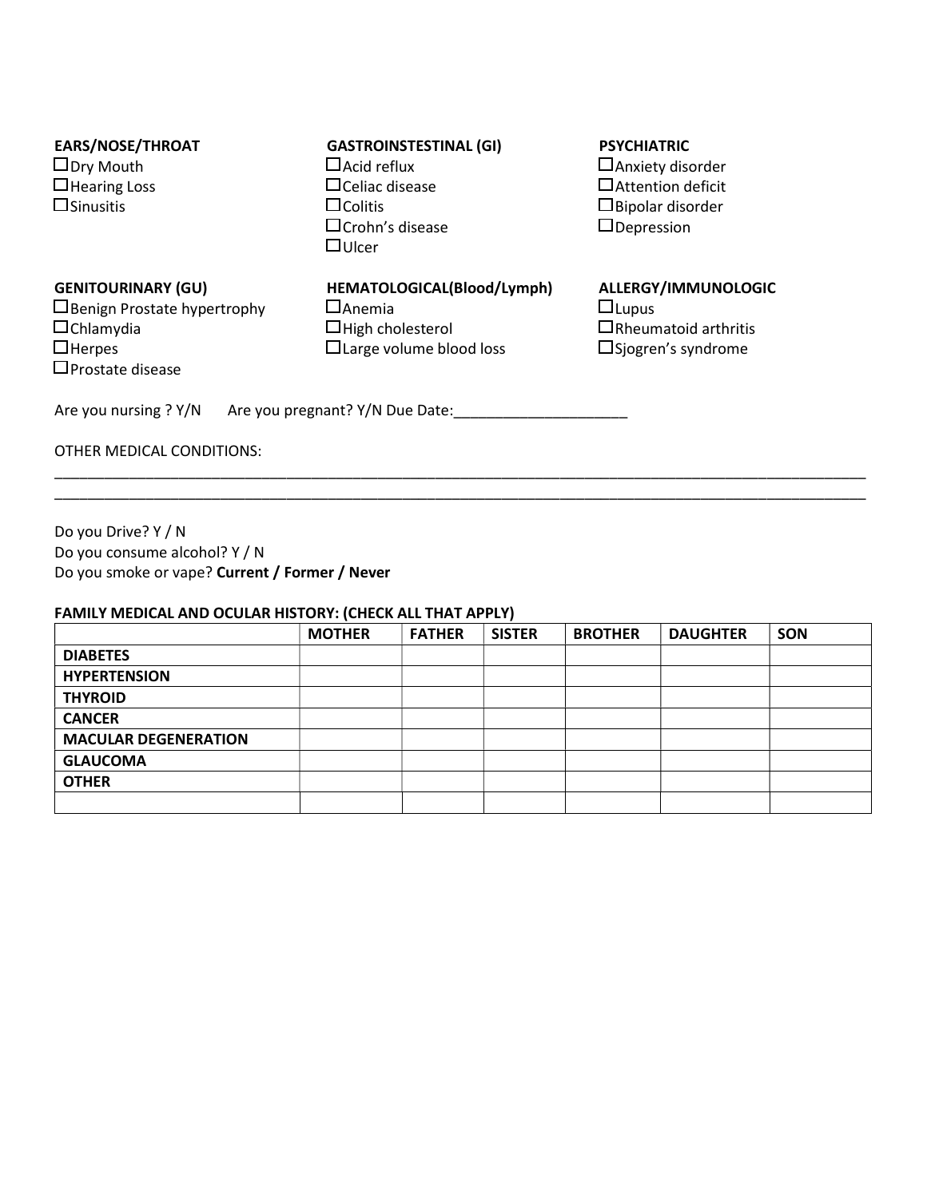**EARS/NOSE/THROAT**

☐ Dry Mouth
☐ Hearing Loss
☐ Sinusitis

**GASTROINSTESTINAL (GI)**

☐ Acid reflux
☐ Celiac disease
☐ Colitis
☐ Crohn's disease
☐ Ulcer

**PSYCHIATRIC**

☐ Anxiety disorder
☐ Attention deficit
☐ Bipolar disorder
☐ Depression

**GENITOURINARY (GU)**

☐ Benign Prostate hypertrophy
☐ Chlamydia
☐ Herpes
☐ Prostate disease

**HEMATOLOGICAL(Blood/Lymph)**

☐ Anemia
☐ High cholesterol
☐ Large volume blood loss

**ALLERGY/IMMUNOLOGIC**

☐ Lupus
☐ Rheumatoid arthritis
☐ Sjogren's syndrome

Are you nursing ? Y/N     Are you pregnant? Y/N Due Date:_____________________

OTHER MEDICAL CONDITIONS:

_______________________________________________________________________________________________

_______________________________________________________________________________________________

Do you Drive? Y / N

Do you consume alcohol? Y / N

Do you smoke or vape? **Current / Former / Never**

**FAMILY MEDICAL AND OCULAR HISTORY: (CHECK ALL THAT APPLY)**

| | MOTHER | FATHER | SISTER | BROTHER | DAUGHTER | SON |
|---|---|---|---|---|---|---|
| **DIABETES** | | | | | | |
| **HYPERTENSION** | | | | | | |
| **THYROID** | | | | | | |
| **CANCER** | | | | | | |
| **MACULAR DEGENERATION** | | | | | | |
| **GLAUCOMA** | | | | | | |
| **OTHER** | | | | | | |
| | | | | | | |